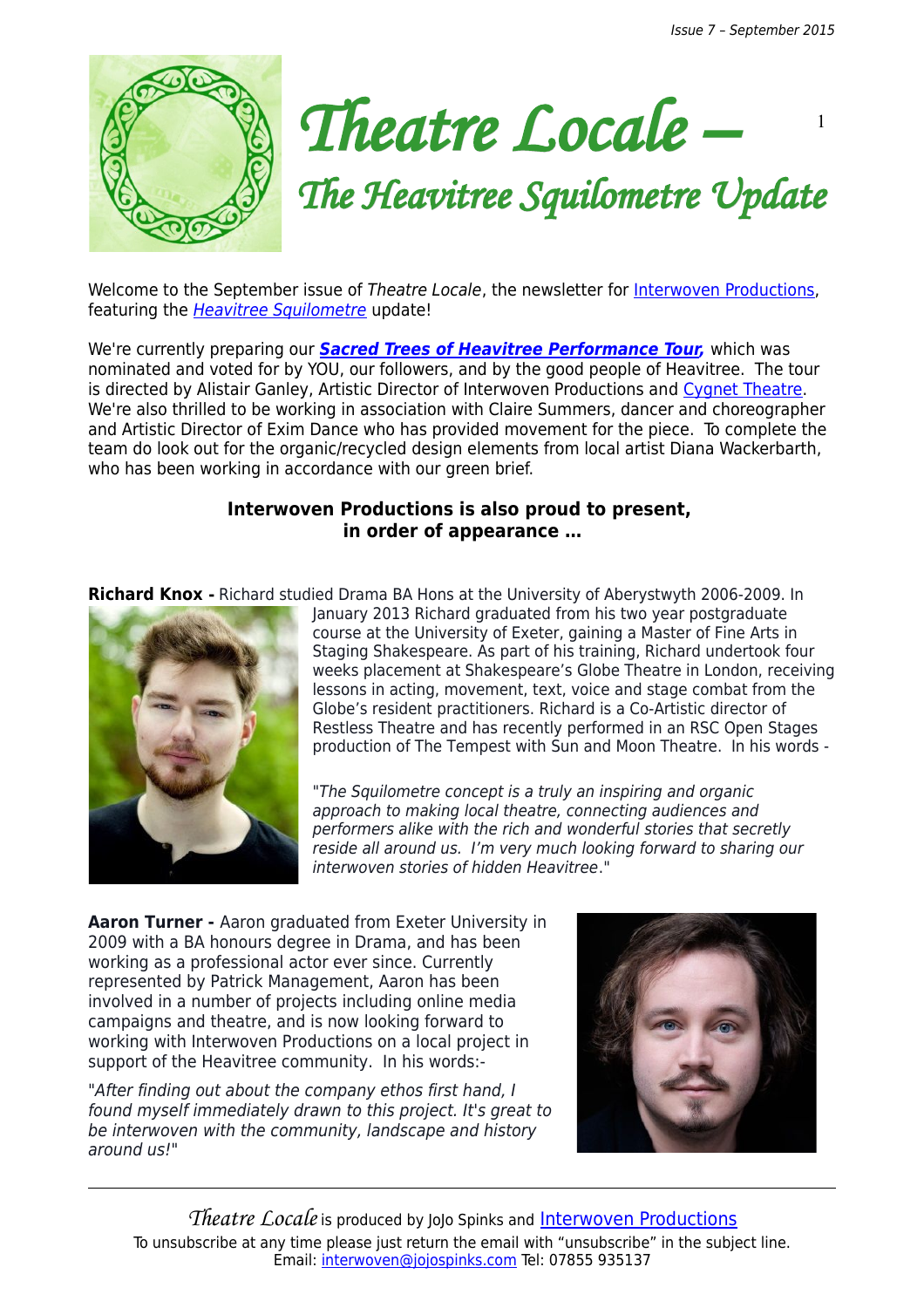# *Theatre Locale –*

## *The Heavitree Squilometre Update*

Welcome to the September issue of *Theatre Locale*, the newsletter for Interwoven Productions, featuring the *Heavitree Squilometre* update!

We're currently preparing our ***Sacred Trees of Heavitree Performance Tour,*** which was nominated and voted for by YOU, our followers, and by the good people of Heavitree. The tour is directed by Alistair Ganley, Artistic Director of Interwoven Productions and Cygnet Theatre. We're also thrilled to be working in association with Claire Summers, dancer and choreographer and Artistic Director of Exim Dance who has provided movement for the piece. To complete the team do look out for the organic/recycled design elements from local artist Diana Wackerbarth, who has been working in accordance with our green brief.

**Interwoven Productions is also proud to present, in order of appearance …**

**Richard Knox -** Richard studied Drama BA Hons at the University of Aberystwyth 2006-2009. In January 2013 Richard graduated from his two year postgraduate course at the University of Exeter, gaining a Master of Fine Arts in Staging Shakespeare. As part of his training, Richard undertook four weeks placement at Shakespeare's Globe Theatre in London, receiving lessons in acting, movement, text, voice and stage combat from the Globe's resident practitioners. Richard is a Co-Artistic director of Restless Theatre and has recently performed in an RSC Open Stages production of The Tempest with Sun and Moon Theatre. In his words -

"*The Squilometre concept is a truly an inspiring and organic approach to making local theatre, connecting audiences and performers alike with the rich and wonderful stories that secretly reside all around us. I'm very much looking forward to sharing our interwoven stories of hidden Heavitree*."

**Aaron Turner -** Aaron graduated from Exeter University in 2009 with a BA honours degree in Drama, and has been working as a professional actor ever since. Currently represented by Patrick Management, Aaron has been involved in a number of projects including online media campaigns and theatre, and is now looking forward to working with Interwoven Productions on a local project in support of the Heavitree community. In his words:-

"*After finding out about the company ethos first hand, I found myself immediately drawn to this project. It's great to be interwoven with the community, landscape and history around us!*"

---

*Theatre Locale* is produced by JoJo Spinks and Interwoven Productions
To unsubscribe at any time please just return the email with "unsubscribe" in the subject line.
Email: interwoven@jojospinks.com Tel: 07855 935137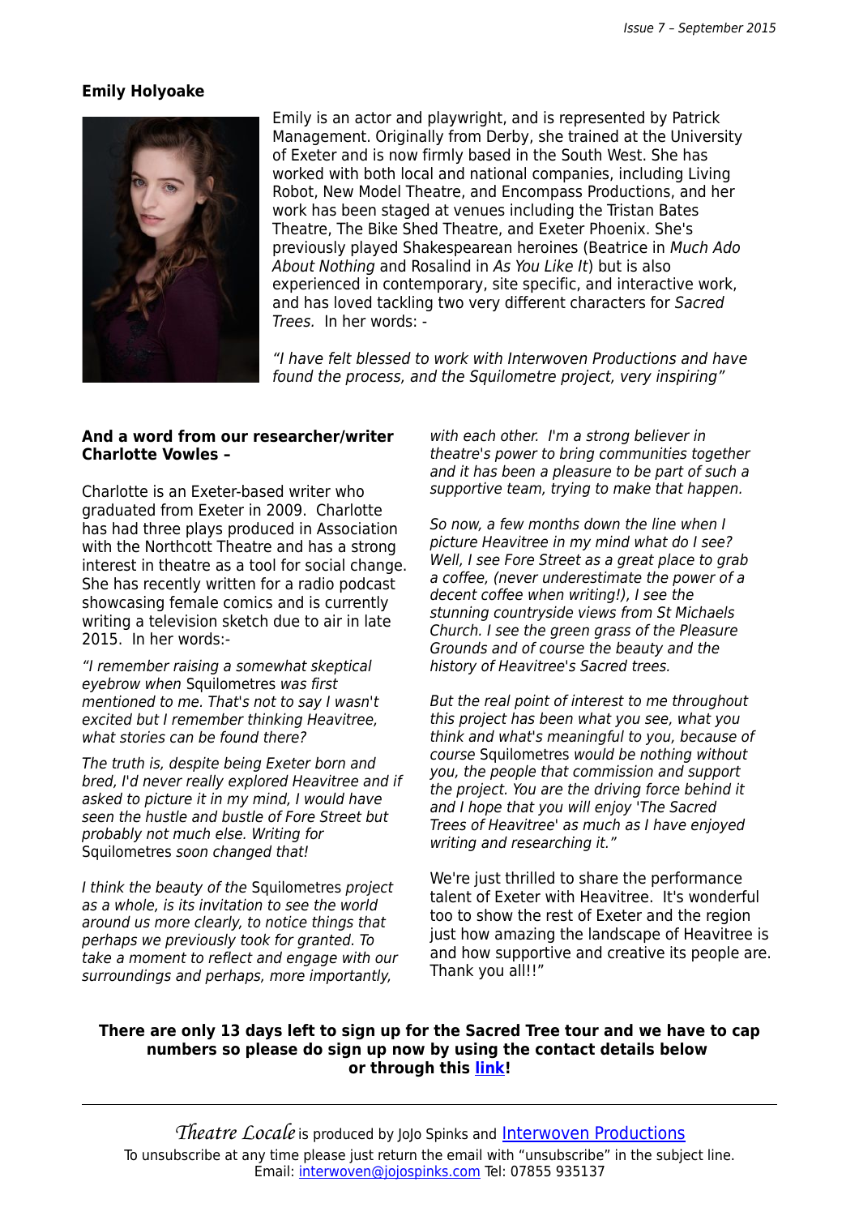**Emily Holyoake**

Emily is an actor and playwright, and is represented by Patrick Management. Originally from Derby, she trained at the University of Exeter and is now firmly based in the South West. She has worked with both local and national companies, including Living Robot, New Model Theatre, and Encompass Productions, and her work has been staged at venues including the Tristan Bates Theatre, The Bike Shed Theatre, and Exeter Phoenix. She's previously played Shakespearean heroines (Beatrice in *Much Ado About Nothing* and Rosalind in *As You Like It*) but is also experienced in contemporary, site specific, and interactive work, and has loved tackling two very different characters for *Sacred Trees.* In her words: -

*"I have felt blessed to work with Interwoven Productions and have found the process, and the Squilometre project, very inspiring"*

**And a word from our researcher/writer Charlotte Vowles –**

Charlotte is an Exeter-based writer who graduated from Exeter in 2009. Charlotte has had three plays produced in Association with the Northcott Theatre and has a strong interest in theatre as a tool for social change. She has recently written for a radio podcast showcasing female comics and is currently writing a television sketch due to air in late 2015. In her words:-

*"I remember raising a somewhat skeptical eyebrow when* Squilometres *was first mentioned to me. That's not to say I wasn't excited but I remember thinking Heavitree, what stories can be found there?*

*The truth is, despite being Exeter born and bred, I'd never really explored Heavitree and if asked to picture it in my mind, I would have seen the hustle and bustle of Fore Street but probably not much else. Writing for* Squilometres *soon changed that!*

*I think the beauty of the* Squilometres *project as a whole, is its invitation to see the world around us more clearly, to notice things that perhaps we previously took for granted. To take a moment to reflect and engage with our surroundings and perhaps, more importantly, with each other. I'm a strong believer in theatre's power to bring communities together and it has been a pleasure to be part of such a supportive team, trying to make that happen.*

*So now, a few months down the line when I picture Heavitree in my mind what do I see? Well, I see Fore Street as a great place to grab a coffee, (never underestimate the power of a decent coffee when writing!), I see the stunning countryside views from St Michaels Church. I see the green grass of the Pleasure Grounds and of course the beauty and the history of Heavitree's Sacred trees.*

*But the real point of interest to me throughout this project has been what you see, what you think and what's meaningful to you, because of course* Squilometres *would be nothing without you, the people that commission and support the project. You are the driving force behind it and I hope that you will enjoy 'The Sacred Trees of Heavitree' as much as I have enjoyed writing and researching it."*

We're just thrilled to share the performance talent of Exeter with Heavitree. It's wonderful too to show the rest of Exeter and the region just how amazing the landscape of Heavitree is and how supportive and creative its people are. Thank you all!!"

**There are only 13 days left to sign up for the Sacred Tree tour and we have to cap numbers so please do sign up now by using the contact details below or through this link!**

---

*Theatre Locale* is produced by JoJo Spinks and Interwoven Productions

To unsubscribe at any time please just return the email with "unsubscribe" in the subject line.
Email: interwoven@jojospinks.com Tel: 07855 935137